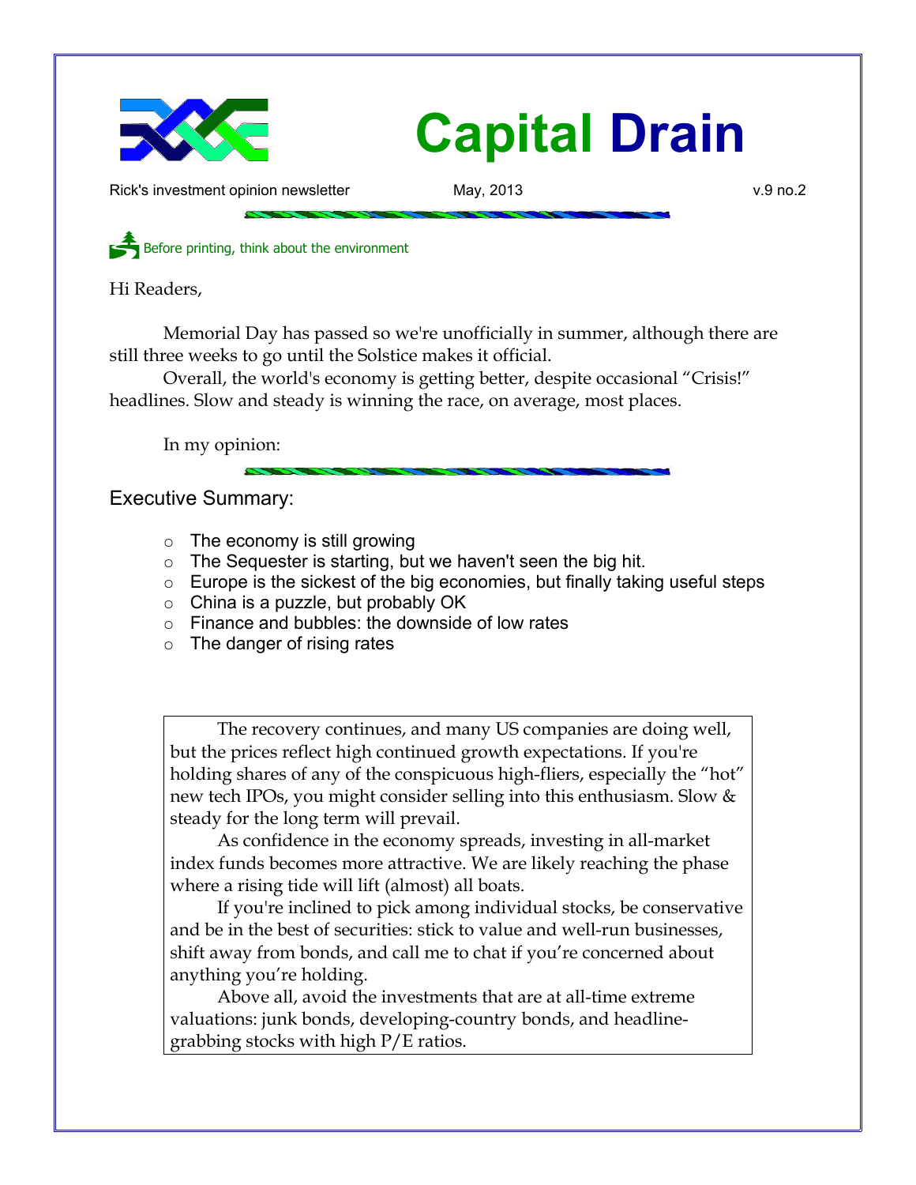# Capital Drain

Rick's investment opinion newsletter May, 2013 v.9 no.2

Before printing, think about the environment

Hi Readers,

Memorial Day has passed so we're unofficially in summer, although there are still three weeks to go until the Solstice makes it official.

Overall, the world's economy is getting better, despite occasional "Crisis!" headlines. Slow and steady is winning the race, on average, most places.

In my opinion:

## Executive Summary:

- The economy is still growing
- The Sequester is starting, but we haven't seen the big hit.
- Europe is the sickest of the big economies, but finally taking useful steps
- China is a puzzle, but probably OK
- Finance and bubbles: the downside of low rates
- The danger of rising rates

The recovery continues, and many US companies are doing well, but the prices reflect high continued growth expectations. If you're holding shares of any of the conspicuous high-fliers, especially the "hot" new tech IPOs, you might consider selling into this enthusiasm. Slow & steady for the long term will prevail.

As confidence in the economy spreads, investing in all-market index funds becomes more attractive. We are likely reaching the phase where a rising tide will lift (almost) all boats.

If you're inclined to pick among individual stocks, be conservative and be in the best of securities: stick to value and well-run businesses, shift away from bonds, and call me to chat if you're concerned about anything you're holding.

Above all, avoid the investments that are at all-time extreme valuations: junk bonds, developing-country bonds, and headline-grabbing stocks with high P/E ratios.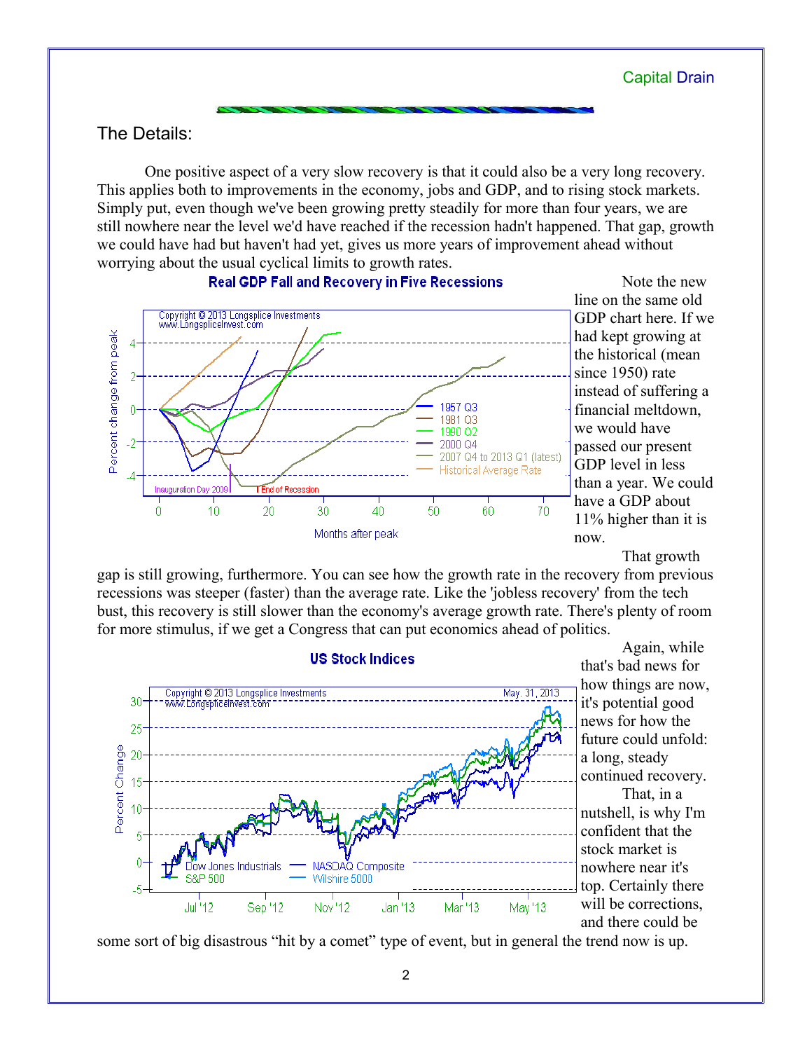## The Details:

One positive aspect of a very slow recovery is that it could also be a very long recovery. This applies both to improvements in the economy, jobs and GDP, and to rising stock markets. Simply put, even though we've been growing pretty steadily for more than four years, we are still nowhere near the level we'd have reached if the recession hadn't happened. That gap, growth we could have had but haven't had yet, gives us more years of improvement ahead without worrying about the usual cyclical limits to growth rates.

Note the new line on the same old GDP chart here. If we had kept growing at the historical (mean since 1950) rate instead of suffering a financial meltdown, we would have passed our present GDP level in less than a year. We could have a GDP about 11% higher than it is now.

That growth gap is still growing, furthermore. You can see how the growth rate in the recovery from previous recessions was steeper (faster) than the average rate. Like the 'jobless recovery' from the tech bust, this recovery is still slower than the economy's average growth rate. There's plenty of room for more stimulus, if we get a Congress that can put economics ahead of politics.

Again, while that's bad news for how things are now, it's potential good news for how the future could unfold: a long, steady continued recovery.

That, in a nutshell, is why I'm confident that the stock market is nowhere near it's top. Certainly there will be corrections, and there could be some sort of big disastrous “hit by a comet” type of event, but in general the trend now is up.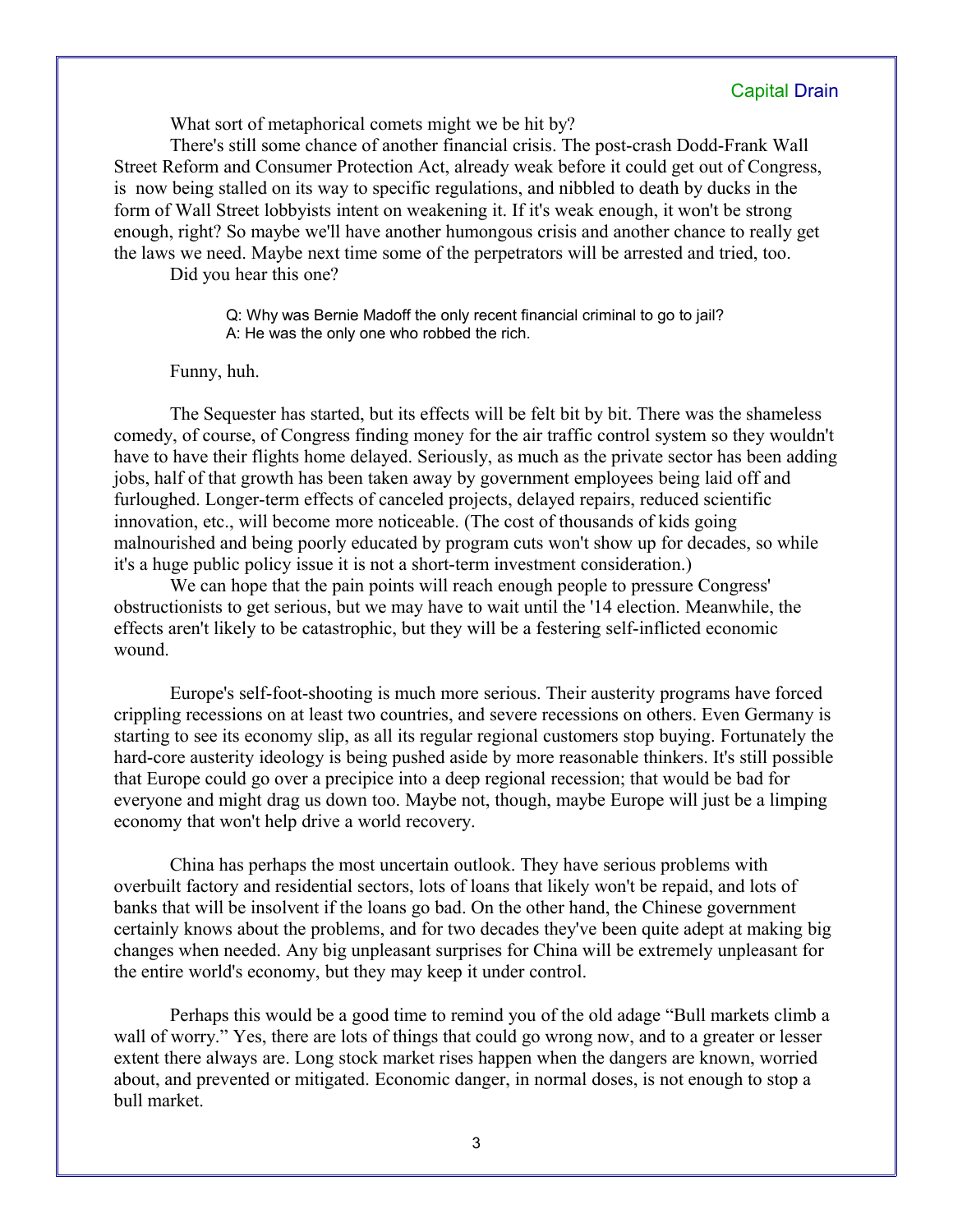What sort of metaphorical comets might we be hit by?

There's still some chance of another financial crisis. The post-crash Dodd-Frank Wall Street Reform and Consumer Protection Act, already weak before it could get out of Congress, is now being stalled on its way to specific regulations, and nibbled to death by ducks in the form of Wall Street lobbyists intent on weakening it. If it's weak enough, it won't be strong enough, right? So maybe we'll have another humongous crisis and another chance to really get the laws we need. Maybe next time some of the perpetrators will be arrested and tried, too.

Did you hear this one?

> Q: Why was Bernie Madoff the only recent financial criminal to go to jail?
> A: He was the only one who robbed the rich.

Funny, huh.

The Sequester has started, but its effects will be felt bit by bit. There was the shameless comedy, of course, of Congress finding money for the air traffic control system so they wouldn't have to have their flights home delayed. Seriously, as much as the private sector has been adding jobs, half of that growth has been taken away by government employees being laid off and furloughed. Longer-term effects of canceled projects, delayed repairs, reduced scientific innovation, etc., will become more noticeable. (The cost of thousands of kids going malnourished and being poorly educated by program cuts won't show up for decades, so while it's a huge public policy issue it is not a short-term investment consideration.)

We can hope that the pain points will reach enough people to pressure Congress' obstructionists to get serious, but we may have to wait until the '14 election. Meanwhile, the effects aren't likely to be catastrophic, but they will be a festering self-inflicted economic wound.

Europe's self-foot-shooting is much more serious. Their austerity programs have forced crippling recessions on at least two countries, and severe recessions on others. Even Germany is starting to see its economy slip, as all its regular regional customers stop buying. Fortunately the hard-core austerity ideology is being pushed aside by more reasonable thinkers. It's still possible that Europe could go over a precipice into a deep regional recession; that would be bad for everyone and might drag us down too. Maybe not, though, maybe Europe will just be a limping economy that won't help drive a world recovery.

China has perhaps the most uncertain outlook. They have serious problems with overbuilt factory and residential sectors, lots of loans that likely won't be repaid, and lots of banks that will be insolvent if the loans go bad. On the other hand, the Chinese government certainly knows about the problems, and for two decades they've been quite adept at making big changes when needed. Any big unpleasant surprises for China will be extremely unpleasant for the entire world's economy, but they may keep it under control.

Perhaps this would be a good time to remind you of the old adage "Bull markets climb a wall of worry." Yes, there are lots of things that could go wrong now, and to a greater or lesser extent there always are. Long stock market rises happen when the dangers are known, worried about, and prevented or mitigated. Economic danger, in normal doses, is not enough to stop a bull market.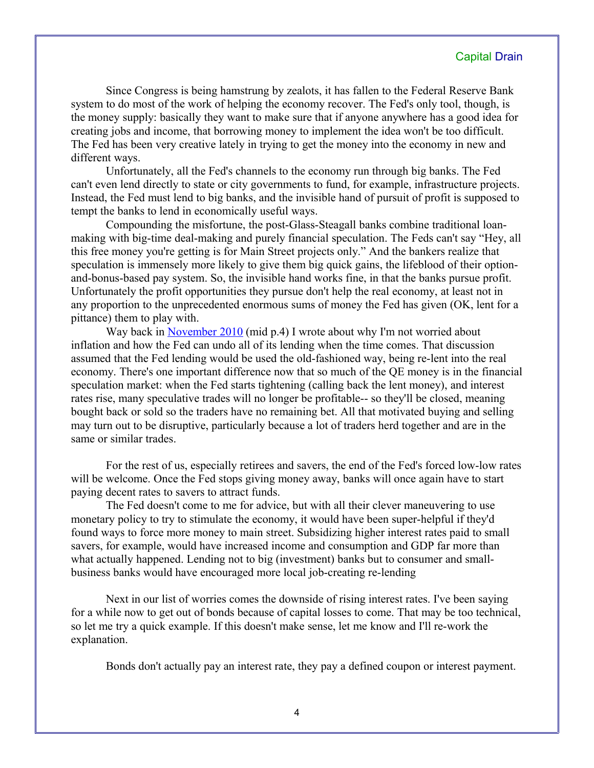Since Congress is being hamstrung by zealots, it has fallen to the Federal Reserve Bank system to do most of the work of helping the economy recover. The Fed's only tool, though, is the money supply: basically they want to make sure that if anyone anywhere has a good idea for creating jobs and income, that borrowing money to implement the idea won't be too difficult. The Fed has been very creative lately in trying to get the money into the economy in new and different ways.

Unfortunately, all the Fed's channels to the economy run through big banks. The Fed can't even lend directly to state or city governments to fund, for example, infrastructure projects. Instead, the Fed must lend to big banks, and the invisible hand of pursuit of profit is supposed to tempt the banks to lend in economically useful ways.

Compounding the misfortune, the post-Glass-Steagall banks combine traditional loan-making with big-time deal-making and purely financial speculation. The Feds can't say "Hey, all this free money you're getting is for Main Street projects only." And the bankers realize that speculation is immensely more likely to give them big quick gains, the lifeblood of their option-and-bonus-based pay system. So, the invisible hand works fine, in that the banks pursue profit. Unfortunately the profit opportunities they pursue don't help the real economy, at least not in any proportion to the unprecedented enormous sums of money the Fed has given (OK, lent for a pittance) them to play with.

Way back in November 2010 (mid p.4) I wrote about why I'm not worried about inflation and how the Fed can undo all of its lending when the time comes. That discussion assumed that the Fed lending would be used the old-fashioned way, being re-lent into the real economy. There's one important difference now that so much of the QE money is in the financial speculation market: when the Fed starts tightening (calling back the lent money), and interest rates rise, many speculative trades will no longer be profitable-- so they'll be closed, meaning bought back or sold so the traders have no remaining bet. All that motivated buying and selling may turn out to be disruptive, particularly because a lot of traders herd together and are in the same or similar trades.

For the rest of us, especially retirees and savers, the end of the Fed's forced low-low rates will be welcome. Once the Fed stops giving money away, banks will once again have to start paying decent rates to savers to attract funds.

The Fed doesn't come to me for advice, but with all their clever maneuvering to use monetary policy to try to stimulate the economy, it would have been super-helpful if they'd found ways to force more money to main street. Subsidizing higher interest rates paid to small savers, for example, would have increased income and consumption and GDP far more than what actually happened. Lending not to big (investment) banks but to consumer and small-business banks would have encouraged more local job-creating re-lending

Next in our list of worries comes the downside of rising interest rates. I've been saying for a while now to get out of bonds because of capital losses to come. That may be too technical, so let me try a quick example. If this doesn't make sense, let me know and I'll re-work the explanation.

Bonds don't actually pay an interest rate, they pay a defined coupon or interest payment.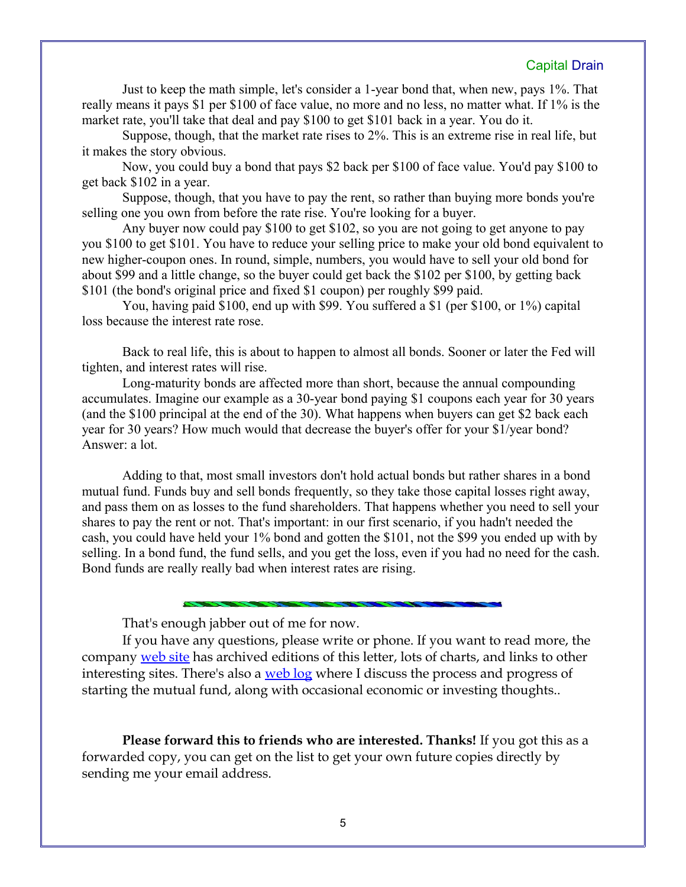Just to keep the math simple, let's consider a 1-year bond that, when new, pays 1%. That really means it pays $1 per $100 of face value, no more and no less, no matter what. If 1% is the market rate, you'll take that deal and pay $100 to get $101 back in a year. You do it.

Suppose, though, that the market rate rises to 2%. This is an extreme rise in real life, but it makes the story obvious.

Now, you could buy a bond that pays $2 back per $100 of face value. You'd pay $100 to get back $102 in a year.

Suppose, though, that you have to pay the rent, so rather than buying more bonds you're selling one you own from before the rate rise. You're looking for a buyer.

Any buyer now could pay $100 to get $102, so you are not going to get anyone to pay you $100 to get $101. You have to reduce your selling price to make your old bond equivalent to new higher-coupon ones. In round, simple, numbers, you would have to sell your old bond for about $99 and a little change, so the buyer could get back the $102 per $100, by getting back $101 (the bond's original price and fixed $1 coupon) per roughly $99 paid.

You, having paid $100, end up with $99. You suffered a $1 (per $100, or 1%) capital loss because the interest rate rose.

Back to real life, this is about to happen to almost all bonds. Sooner or later the Fed will tighten, and interest rates will rise.

Long-maturity bonds are affected more than short, because the annual compounding accumulates. Imagine our example as a 30-year bond paying $1 coupons each year for 30 years (and the $100 principal at the end of the 30). What happens when buyers can get $2 back each year for 30 years? How much would that decrease the buyer's offer for your $1/year bond? Answer: a lot.

Adding to that, most small investors don't hold actual bonds but rather shares in a bond mutual fund. Funds buy and sell bonds frequently, so they take those capital losses right away, and pass them on as losses to the fund shareholders. That happens whether you need to sell your shares to pay the rent or not. That's important: in our first scenario, if you hadn't needed the cash, you could have held your 1% bond and gotten the $101, not the $99 you ended up with by selling. In a bond fund, the fund sells, and you get the loss, even if you had no need for the cash. Bond funds are really really bad when interest rates are rising.

---

That's enough jabber out of me for now.

If you have any questions, please write or phone. If you want to read more, the company [web site]() has archived editions of this letter, lots of charts, and links to other interesting sites. There's also a [web log]() where I discuss the process and progress of starting the mutual fund, along with occasional economic or investing thoughts..

**Please forward this to friends who are interested. Thanks!** If you got this as a forwarded copy, you can get on the list to get your own future copies directly by sending me your email address.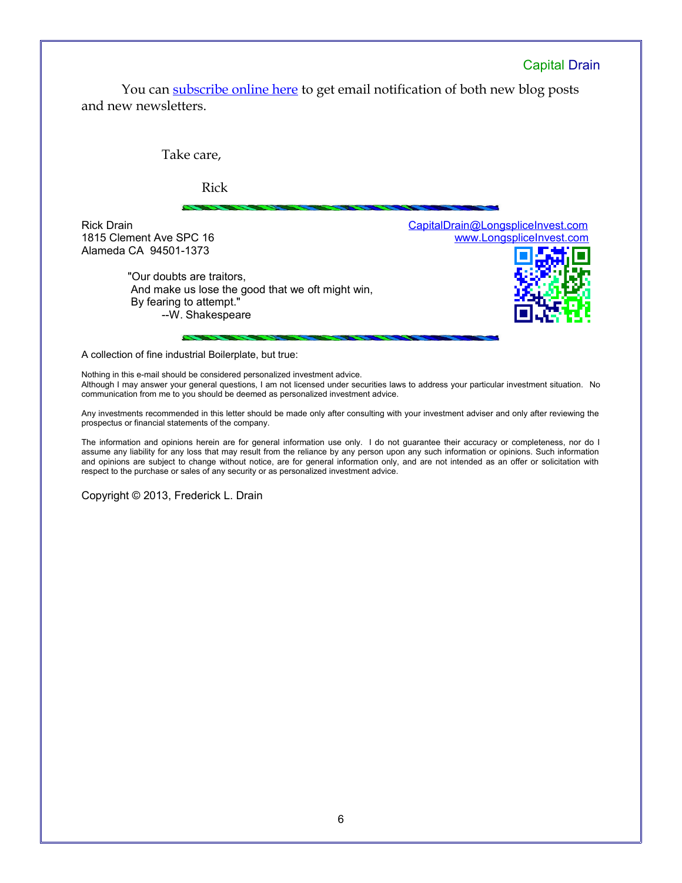You can [subscribe online here](#) to get email notification of both new blog posts and new newsletters.

Take care,

Rick

---

Rick Drain
1815 Clement Ave SPC 16
Alameda CA 94501-1373

CapitalDrain@LongspliceInvest.com
www.LongspliceInvest.com

"Our doubts are traitors,
And make us lose the good that we oft might win,
By fearing to attempt."
--W. Shakespeare

---

A collection of fine industrial Boilerplate, but true:

Nothing in this e-mail should be considered personalized investment advice.
Although I may answer your general questions, I am not licensed under securities laws to address your particular investment situation. No communication from me to you should be deemed as personalized investment advice.

Any investments recommended in this letter should be made only after consulting with your investment adviser and only after reviewing the prospectus or financial statements of the company.

The information and opinions herein are for general information use only. I do not guarantee their accuracy or completeness, nor do I assume any liability for any loss that may result from the reliance by any person upon any such information or opinions. Such information and opinions are subject to change without notice, are for general information only, and are not intended as an offer or solicitation with respect to the purchase or sales of any security or as personalized investment advice.

Copyright © 2013, Frederick L. Drain